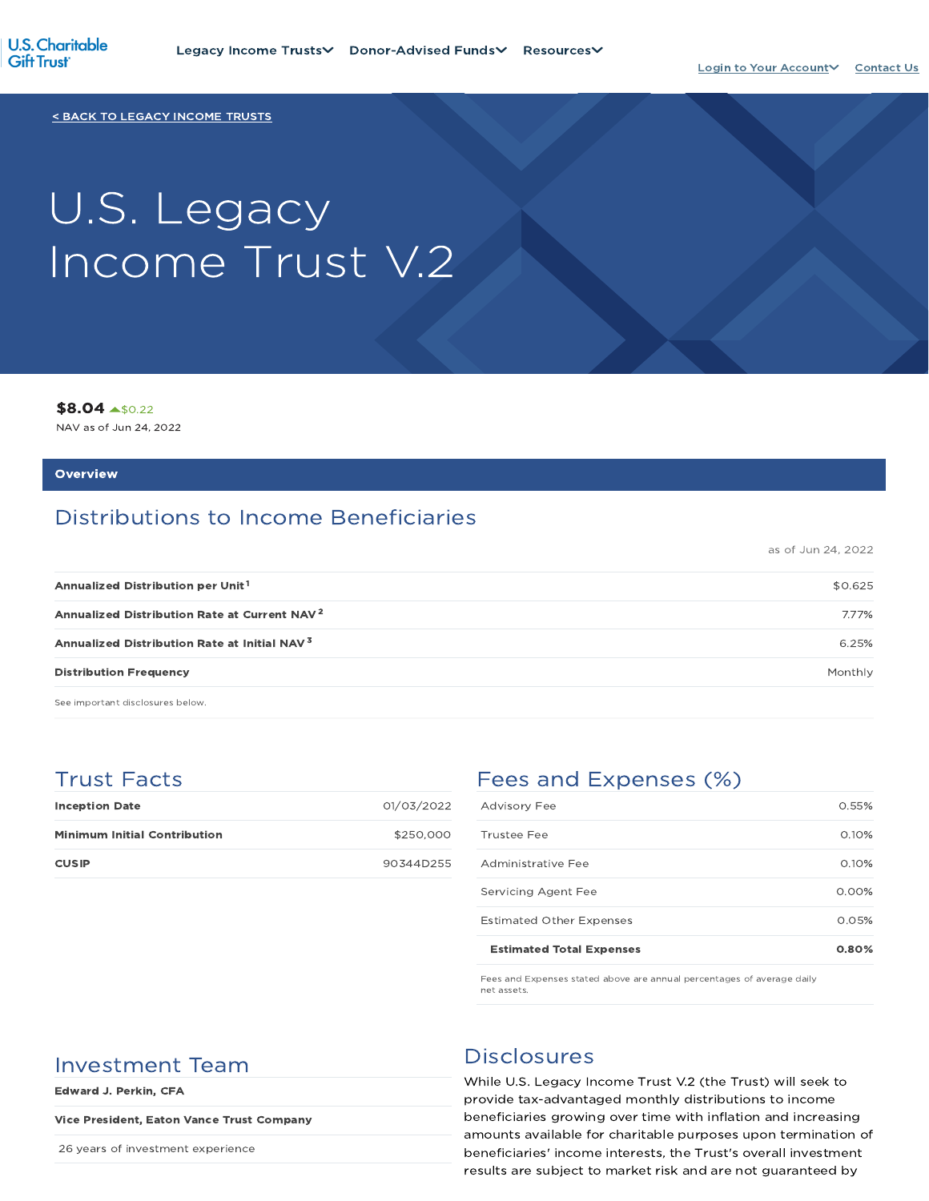U.S. Charitable Gift Trust

Legacy Income Trusts | Donor-Advised Funds | Resources | Login to Your Account | Contact Us

< BACK TO LEGACY INCOME TRUSTS

# U.S. Legacy Income Trust V.2

**$8.04** ▲$0.22
NAV as of Jun 24, 2022

## Overview

### Distributions to Income Beneficiaries

as of Jun 24, 2022

| | |
|---|---|
| **Annualized Distribution per Unit**[1] | $0.625 |
| **Annualized Distribution Rate at Current NAV**[2] | 7.77% |
| **Annualized Distribution Rate at Initial NAV**[3] | 6.25% |
| **Distribution Frequency** | Monthly |

See important disclosures below.

### Trust Facts

| | |
|---|---|
| **Inception Date** | 01/03/2022 |
| **Minimum Initial Contribution** | $250,000 |
| **CUSIP** | 90344D255 |

### Fees and Expenses (%)

| | |
|---|---|
| Advisory Fee | 0.55% |
| Trustee Fee | 0.10% |
| Administrative Fee | 0.10% |
| Servicing Agent Fee | 0.00% |
| Estimated Other Expenses | 0.05% |
| **Estimated Total Expenses** | **0.80%** |

Fees and Expenses stated above are annual percentages of average daily net assets.

### Investment Team

**Edward J. Perkin, CFA**

**Vice President, Eaton Vance Trust Company**

26 years of investment experience

### Disclosures

While U.S. Legacy Income Trust V.2 (the Trust) will seek to provide tax-advantaged monthly distributions to income beneficiaries growing over time with inflation and increasing amounts available for charitable purposes upon termination of beneficiaries' income interests, the Trust's overall investment results are subject to market risk and are not guaranteed by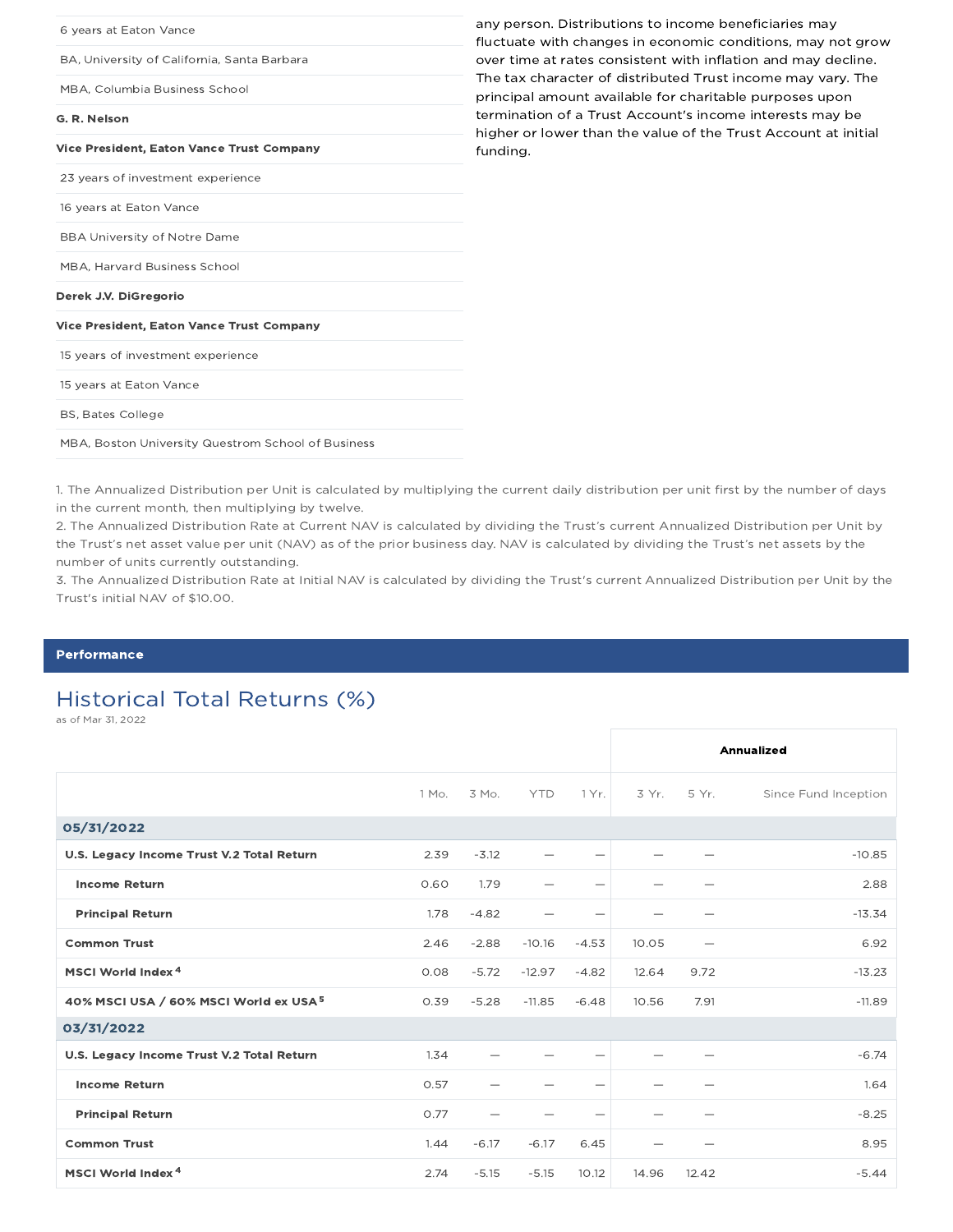| |
|---|
| 6 years at Eaton Vance |
| BA, University of California, Santa Barbara |
| MBA, Columbia Business School |
| **G. R. Nelson** |
| **Vice President, Eaton Vance Trust Company** |
| 23 years of investment experience |
| 16 years at Eaton Vance |
| BBA University of Notre Dame |
| MBA, Harvard Business School |
| **Derek J.V. DiGregorio** |
| **Vice President, Eaton Vance Trust Company** |
| 15 years of investment experience |
| 15 years at Eaton Vance |
| BS, Bates College |
| MBA, Boston University Questrom School of Business |

any person. Distributions to income beneficiaries may fluctuate with changes in economic conditions, may not grow over time at rates consistent with inflation and may decline. The tax character of distributed Trust income may vary. The principal amount available for charitable purposes upon termination of a Trust Account's income interests may be higher or lower than the value of the Trust Account at initial funding.

1. The Annualized Distribution per Unit is calculated by multiplying the current daily distribution per unit first by the number of days in the current month, then multiplying by twelve.
2. The Annualized Distribution Rate at Current NAV is calculated by dividing the Trust's current Annualized Distribution per Unit by the Trust's net asset value per unit (NAV) as of the prior business day. NAV is calculated by dividing the Trust's net assets by the number of units currently outstanding.
3. The Annualized Distribution Rate at Initial NAV is calculated by dividing the Trust's current Annualized Distribution per Unit by the Trust's initial NAV of $10.00.

## Performance

### Historical Total Returns (%)

as of Mar 31, 2022

| | | | | | Annualized | | |
|---|---|---|---|---|---|---|---|
| | 1 Mo. | 3 Mo. | YTD | 1 Yr. | 3 Yr. | 5 Yr. | Since Fund Inception |
| **05/31/2022** | | | | | | | |
| **U.S. Legacy Income Trust V.2 Total Return** | 2.39 | -3.12 | — | — | — | — | -10.85 |
| **Income Return** | 0.60 | 1.79 | — | — | — | — | 2.88 |
| **Principal Return** | 1.78 | -4.82 | — | — | — | — | -13.34 |
| **Common Trust** | 2.46 | -2.88 | -10.16 | -4.53 | 10.05 | — | 6.92 |
| **MSCI World Index [4]** | 0.08 | -5.72 | -12.97 | -4.82 | 12.64 | 9.72 | -13.23 |
| **40% MSCI USA / 60% MSCI World ex USA [5]** | 0.39 | -5.28 | -11.85 | -6.48 | 10.56 | 7.91 | -11.89 |
| **03/31/2022** | | | | | | | |
| **U.S. Legacy Income Trust V.2 Total Return** | 1.34 | — | — | — | — | — | -6.74 |
| **Income Return** | 0.57 | — | — | — | — | — | 1.64 |
| **Principal Return** | 0.77 | — | — | — | — | — | -8.25 |
| **Common Trust** | 1.44 | -6.17 | -6.17 | 6.45 | — | — | 8.95 |
| **MSCI World Index [4]** | 2.74 | -5.15 | -5.15 | 10.12 | 14.96 | 12.42 | -5.44 |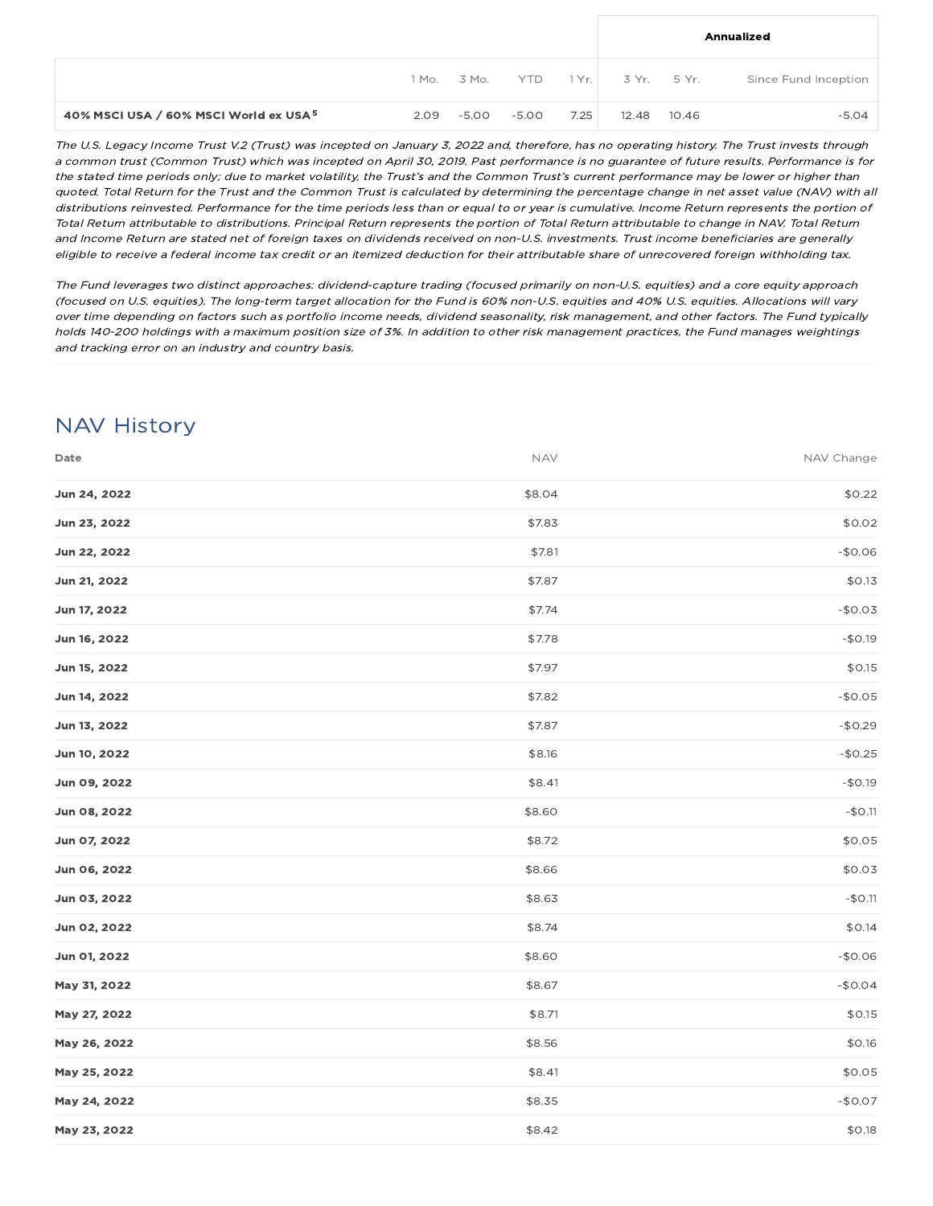| | 1 Mo. | 3 Mo. | YTD | 1 Yr. | Annualized 3 Yr. | Annualized 5 Yr. | Annualized Since Fund Inception |
|---|---|---|---|---|---|---|---|
| **40% MSCI USA / 60% MSCI World ex USA** [5] | 2.09 | -5.00 | -5.00 | 7.25 | 12.48 | 10.46 | -5.04 |

*The U.S. Legacy Income Trust V.2 (Trust) was incepted on January 3, 2022 and, therefore, has no operating history. The Trust invests through a common trust (Common Trust) which was incepted on April 30, 2019. Past performance is no guarantee of future results. Performance is for the stated time periods only; due to market volatility, the Trust's and the Common Trust's current performance may be lower or higher than quoted. Total Return for the Trust and the Common Trust is calculated by determining the percentage change in net asset value (NAV) with all distributions reinvested. Performance for the time periods less than or equal to or year is cumulative. Income Return represents the portion of Total Return attributable to distributions. Principal Return represents the portion of Total Return attributable to change in NAV. Total Return and Income Return are stated net of foreign taxes on dividends received on non-U.S. investments. Trust income beneficiaries are generally eligible to receive a federal income tax credit or an itemized deduction for their attributable share of unrecovered foreign withholding tax.*

*The Fund leverages two distinct approaches: dividend-capture trading (focused primarily on non-U.S. equities) and a core equity approach (focused on U.S. equities). The long-term target allocation for the Fund is 60% non-U.S. equities and 40% U.S. equities. Allocations will vary over time depending on factors such as portfolio income needs, dividend seasonality, risk management, and other factors. The Fund typically holds 140-200 holdings with a maximum position size of 3%. In addition to other risk management practices, the Fund manages weightings and tracking error on an industry and country basis.*

## NAV History

| Date | NAV | NAV Change |
|---|---|---|
| **Jun 24, 2022** | $8.04 | $0.22 |
| **Jun 23, 2022** | $7.83 | $0.02 |
| **Jun 22, 2022** | $7.81 | -$0.06 |
| **Jun 21, 2022** | $7.87 | $0.13 |
| **Jun 17, 2022** | $7.74 | -$0.03 |
| **Jun 16, 2022** | $7.78 | -$0.19 |
| **Jun 15, 2022** | $7.97 | $0.15 |
| **Jun 14, 2022** | $7.82 | -$0.05 |
| **Jun 13, 2022** | $7.87 | -$0.29 |
| **Jun 10, 2022** | $8.16 | -$0.25 |
| **Jun 09, 2022** | $8.41 | -$0.19 |
| **Jun 08, 2022** | $8.60 | -$0.11 |
| **Jun 07, 2022** | $8.72 | $0.05 |
| **Jun 06, 2022** | $8.66 | $0.03 |
| **Jun 03, 2022** | $8.63 | -$0.11 |
| **Jun 02, 2022** | $8.74 | $0.14 |
| **Jun 01, 2022** | $8.60 | -$0.06 |
| **May 31, 2022** | $8.67 | -$0.04 |
| **May 27, 2022** | $8.71 | $0.15 |
| **May 26, 2022** | $8.56 | $0.16 |
| **May 25, 2022** | $8.41 | $0.05 |
| **May 24, 2022** | $8.35 | -$0.07 |
| **May 23, 2022** | $8.42 | $0.18 |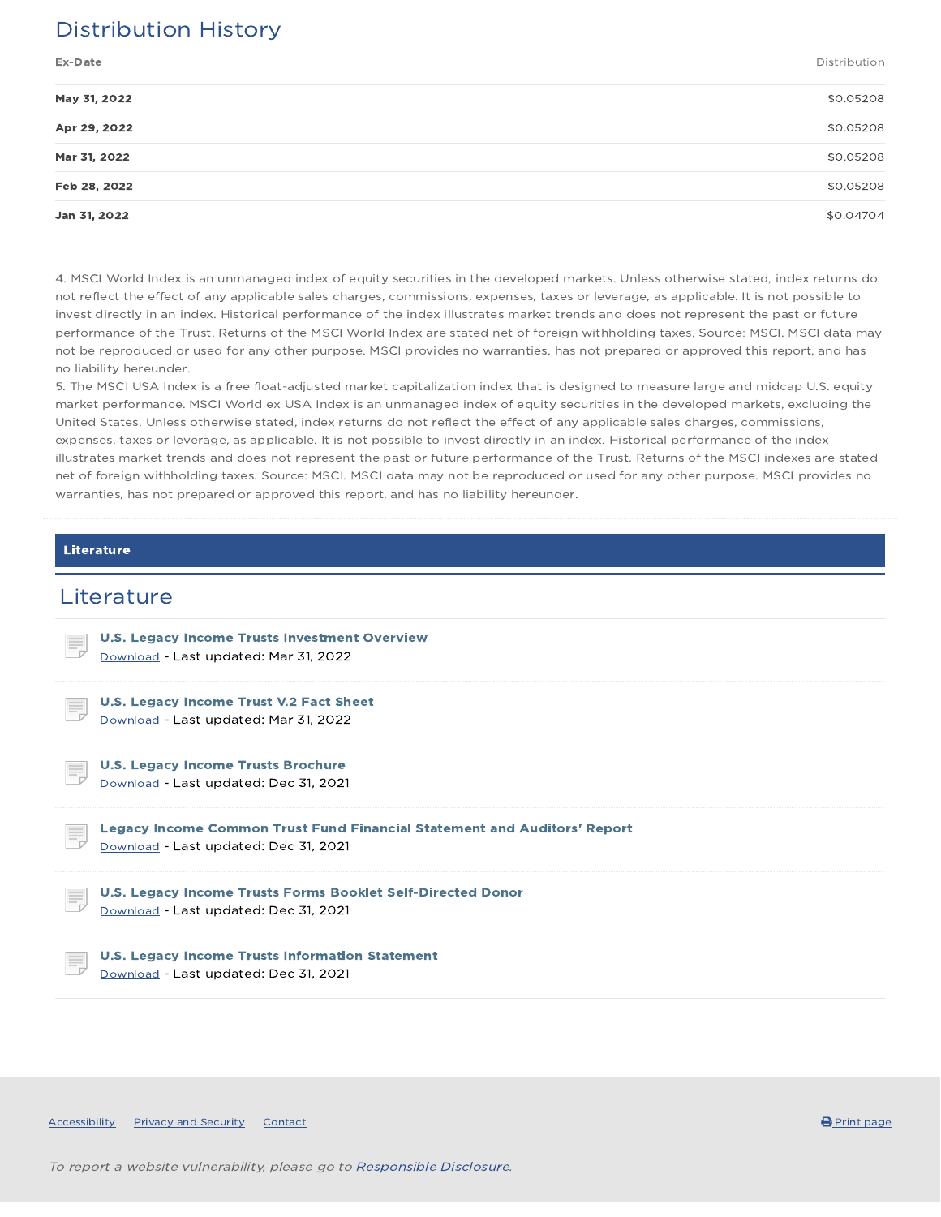## Distribution History

| Ex-Date | Distribution |
|---|---|
| **May 31, 2022** | $0.05208 |
| **Apr 29, 2022** | $0.05208 |
| **Mar 31, 2022** | $0.05208 |
| **Feb 28, 2022** | $0.05208 |
| **Jan 31, 2022** | $0.04704 |

4. MSCI World Index is an unmanaged index of equity securities in the developed markets. Unless otherwise stated, index returns do not reflect the effect of any applicable sales charges, commissions, expenses, taxes or leverage, as applicable. It is not possible to invest directly in an index. Historical performance of the index illustrates market trends and does not represent the past or future performance of the Trust. Returns of the MSCI World Index are stated net of foreign withholding taxes. Source: MSCI. MSCI data may not be reproduced or used for any other purpose. MSCI provides no warranties, has not prepared or approved this report, and has no liability hereunder.

5. The MSCI USA Index is a free float-adjusted market capitalization index that is designed to measure large and midcap U.S. equity market performance. MSCI World ex USA Index is an unmanaged index of equity securities in the developed markets, excluding the United States. Unless otherwise stated, index returns do not reflect the effect of any applicable sales charges, commissions, expenses, taxes or leverage, as applicable. It is not possible to invest directly in an index. Historical performance of the index illustrates market trends and does not represent the past or future performance of the Trust. Returns of the MSCI indexes are stated net of foreign withholding taxes. Source: MSCI. MSCI data may not be reproduced or used for any other purpose. MSCI provides no warranties, has not prepared or approved this report, and has no liability hereunder.

**Literature**

## Literature

**U.S. Legacy Income Trusts Investment Overview**
Download - Last updated: Mar 31, 2022

**U.S. Legacy Income Trust V.2 Fact Sheet**
Download - Last updated: Mar 31, 2022

**U.S. Legacy Income Trusts Brochure**
Download - Last updated: Dec 31, 2021

**Legacy Income Common Trust Fund Financial Statement and Auditors' Report**
Download - Last updated: Dec 31, 2021

**U.S. Legacy Income Trusts Forms Booklet Self-Directed Donor**
Download - Last updated: Dec 31, 2021

**U.S. Legacy Income Trusts Information Statement**
Download - Last updated: Dec 31, 2021

Accessibility | Privacy and Security | Contact

Print page

*To report a website vulnerability, please go to Responsible Disclosure.*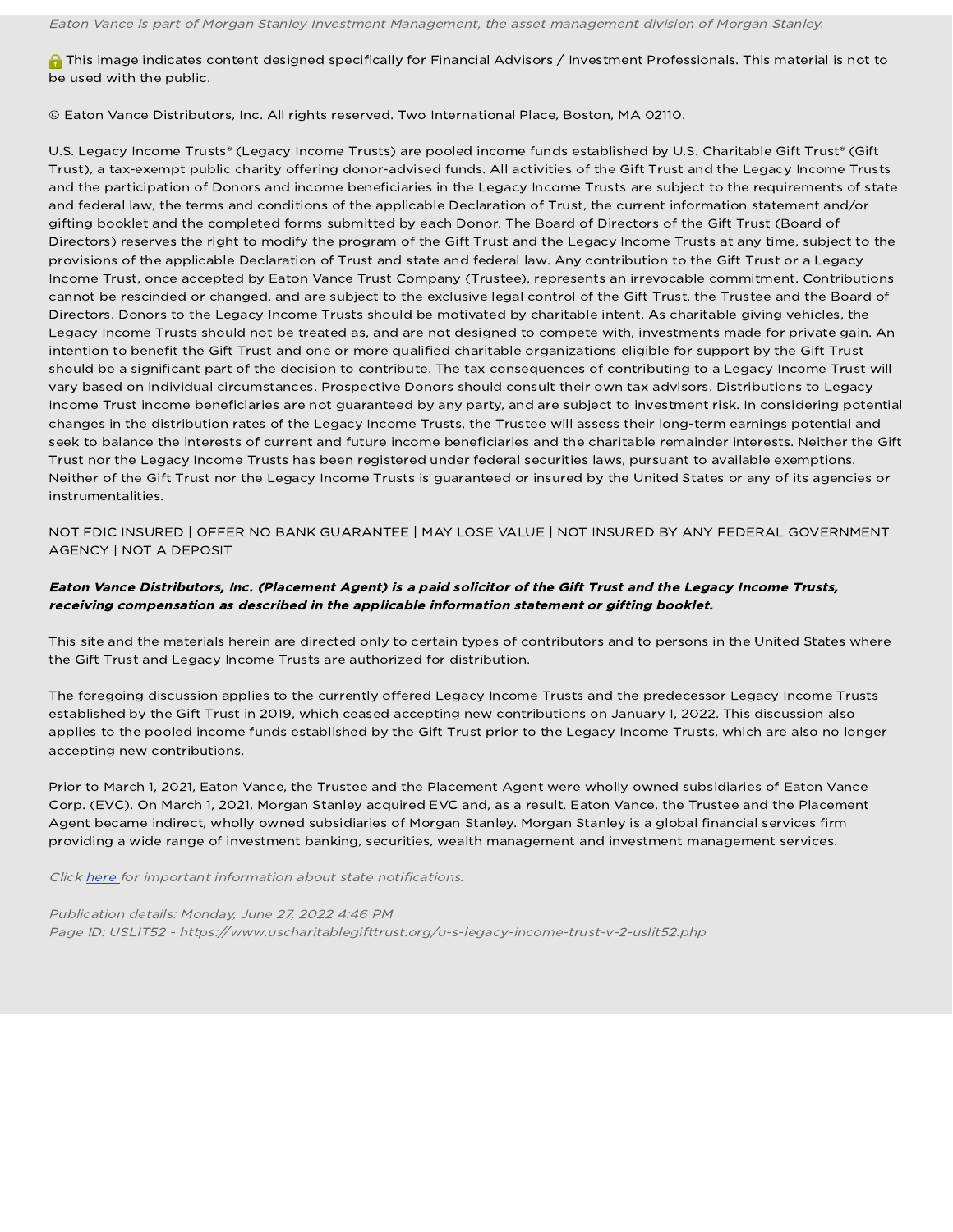*Eaton Vance is part of Morgan Stanley Investment Management, the asset management division of Morgan Stanley.*

This image indicates content designed specifically for Financial Advisors / Investment Professionals. This material is not to be used with the public.

© Eaton Vance Distributors, Inc. All rights reserved. Two International Place, Boston, MA 02110.

U.S. Legacy Income Trusts® (Legacy Income Trusts) are pooled income funds established by U.S. Charitable Gift Trust® (Gift Trust), a tax-exempt public charity offering donor-advised funds. All activities of the Gift Trust and the Legacy Income Trusts and the participation of Donors and income beneficiaries in the Legacy Income Trusts are subject to the requirements of state and federal law, the terms and conditions of the applicable Declaration of Trust, the current information statement and/or gifting booklet and the completed forms submitted by each Donor. The Board of Directors of the Gift Trust (Board of Directors) reserves the right to modify the program of the Gift Trust and the Legacy Income Trusts at any time, subject to the provisions of the applicable Declaration of Trust and state and federal law. Any contribution to the Gift Trust or a Legacy Income Trust, once accepted by Eaton Vance Trust Company (Trustee), represents an irrevocable commitment. Contributions cannot be rescinded or changed, and are subject to the exclusive legal control of the Gift Trust, the Trustee and the Board of Directors. Donors to the Legacy Income Trusts should be motivated by charitable intent. As charitable giving vehicles, the Legacy Income Trusts should not be treated as, and are not designed to compete with, investments made for private gain. An intention to benefit the Gift Trust and one or more qualified charitable organizations eligible for support by the Gift Trust should be a significant part of the decision to contribute. The tax consequences of contributing to a Legacy Income Trust will vary based on individual circumstances. Prospective Donors should consult their own tax advisors. Distributions to Legacy Income Trust income beneficiaries are not guaranteed by any party, and are subject to investment risk. In considering potential changes in the distribution rates of the Legacy Income Trusts, the Trustee will assess their long-term earnings potential and seek to balance the interests of current and future income beneficiaries and the charitable remainder interests. Neither the Gift Trust nor the Legacy Income Trusts has been registered under federal securities laws, pursuant to available exemptions. Neither of the Gift Trust nor the Legacy Income Trusts is guaranteed or insured by the United States or any of its agencies or instrumentalities.

NOT FDIC INSURED | OFFER NO BANK GUARANTEE | MAY LOSE VALUE | NOT INSURED BY ANY FEDERAL GOVERNMENT AGENCY | NOT A DEPOSIT

***Eaton Vance Distributors, Inc. (Placement Agent) is a paid solicitor of the Gift Trust and the Legacy Income Trusts, receiving compensation as described in the applicable information statement or gifting booklet.***

This site and the materials herein are directed only to certain types of contributors and to persons in the United States where the Gift Trust and Legacy Income Trusts are authorized for distribution.

The foregoing discussion applies to the currently offered Legacy Income Trusts and the predecessor Legacy Income Trusts established by the Gift Trust in 2019, which ceased accepting new contributions on January 1, 2022. This discussion also applies to the pooled income funds established by the Gift Trust prior to the Legacy Income Trusts, which are also no longer accepting new contributions.

Prior to March 1, 2021, Eaton Vance, the Trustee and the Placement Agent were wholly owned subsidiaries of Eaton Vance Corp. (EVC). On March 1, 2021, Morgan Stanley acquired EVC and, as a result, Eaton Vance, the Trustee and the Placement Agent became indirect, wholly owned subsidiaries of Morgan Stanley. Morgan Stanley is a global financial services firm providing a wide range of investment banking, securities, wealth management and investment management services.

*Click here for important information about state notifications.*

*Publication details: Monday, June 27, 2022 4:46 PM*
*Page ID: USLIT52 - https://www.uscharitablegifttrust.org/u-s-legacy-income-trust-v-2-uslit52.php*